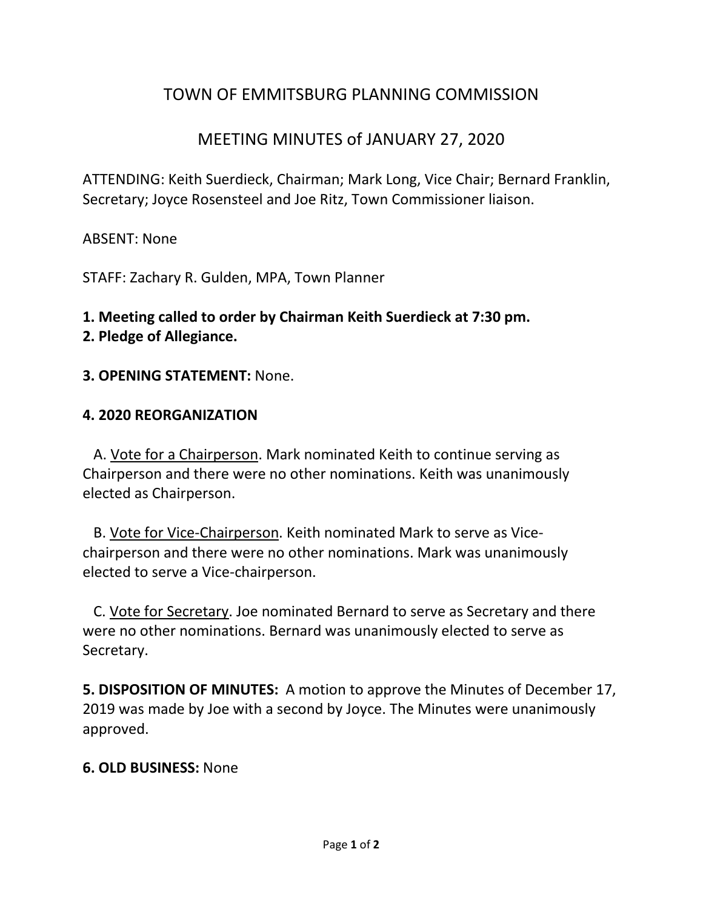# TOWN OF EMMITSBURG PLANNING COMMISSION

## MEETING MINUTES of JANUARY 27, 2020

ATTENDING: Keith Suerdieck, Chairman; Mark Long, Vice Chair; Bernard Franklin, Secretary; Joyce Rosensteel and Joe Ritz, Town Commissioner liaison.

ABSENT: None

STAFF: Zachary R. Gulden, MPA, Town Planner

**1. Meeting called to order by Chairman Keith Suerdieck at 7:30 pm.**
**2. Pledge of Allegiance.**

**3. OPENING STATEMENT:** None.

**4. 2020 REORGANIZATION**

A. Vote for a Chairperson. Mark nominated Keith to continue serving as Chairperson and there were no other nominations. Keith was unanimously elected as Chairperson.

B. Vote for Vice-Chairperson. Keith nominated Mark to serve as Vice-chairperson and there were no other nominations. Mark was unanimously elected to serve a Vice-chairperson.

C. Vote for Secretary. Joe nominated Bernard to serve as Secretary and there were no other nominations. Bernard was unanimously elected to serve as Secretary.

**5. DISPOSITION OF MINUTES:** A motion to approve the Minutes of December 17, 2019 was made by Joe with a second by Joyce. The Minutes were unanimously approved.

**6. OLD BUSINESS:** None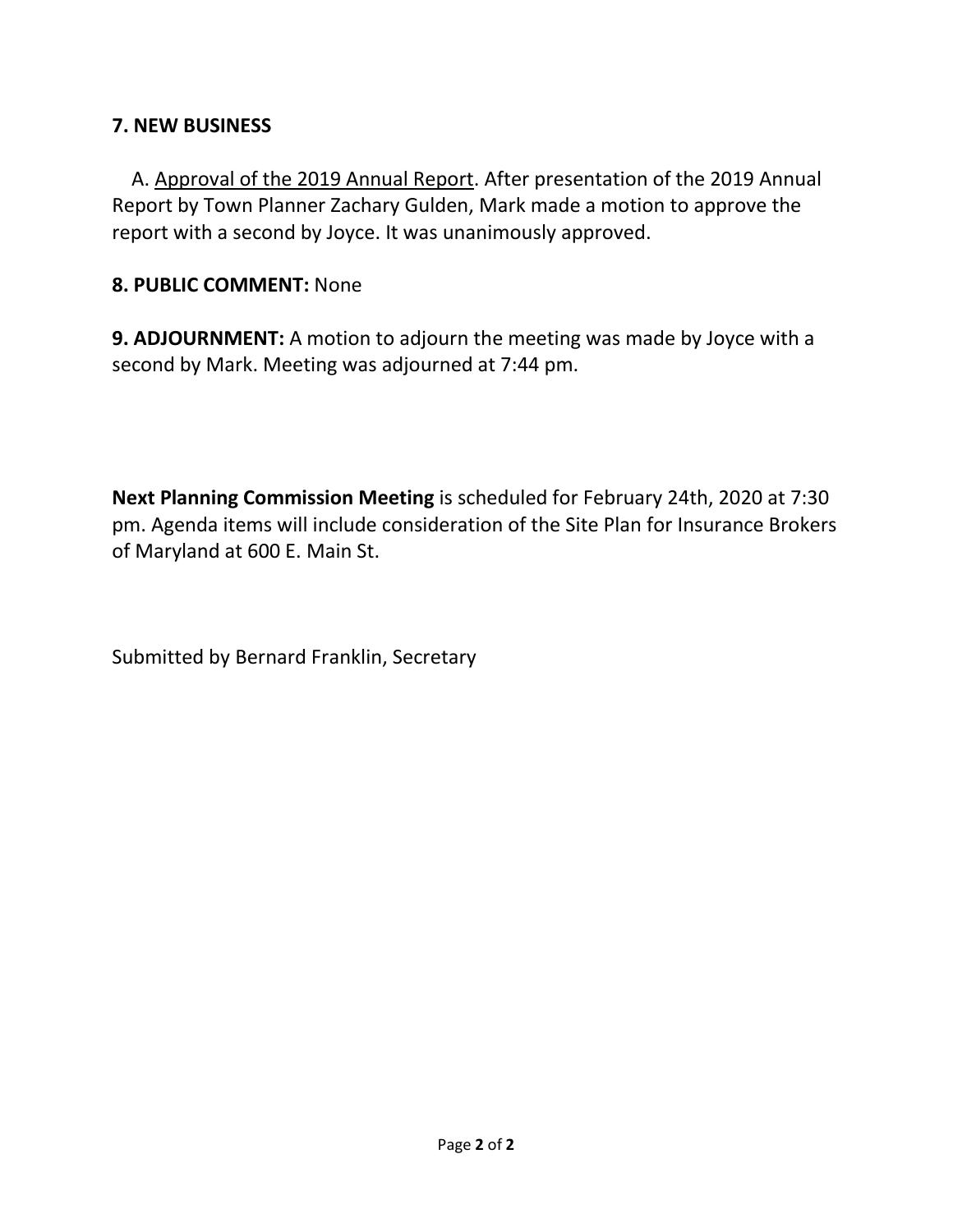**7. NEW BUSINESS**

A. Approval of the 2019 Annual Report. After presentation of the 2019 Annual Report by Town Planner Zachary Gulden, Mark made a motion to approve the report with a second by Joyce. It was unanimously approved.

**8. PUBLIC COMMENT:** None

**9. ADJOURNMENT:** A motion to adjourn the meeting was made by Joyce with a second by Mark. Meeting was adjourned at 7:44 pm.

**Next Planning Commission Meeting** is scheduled for February 24th, 2020 at 7:30 pm. Agenda items will include consideration of the Site Plan for Insurance Brokers of Maryland at 600 E. Main St.

Submitted by Bernard Franklin, Secretary